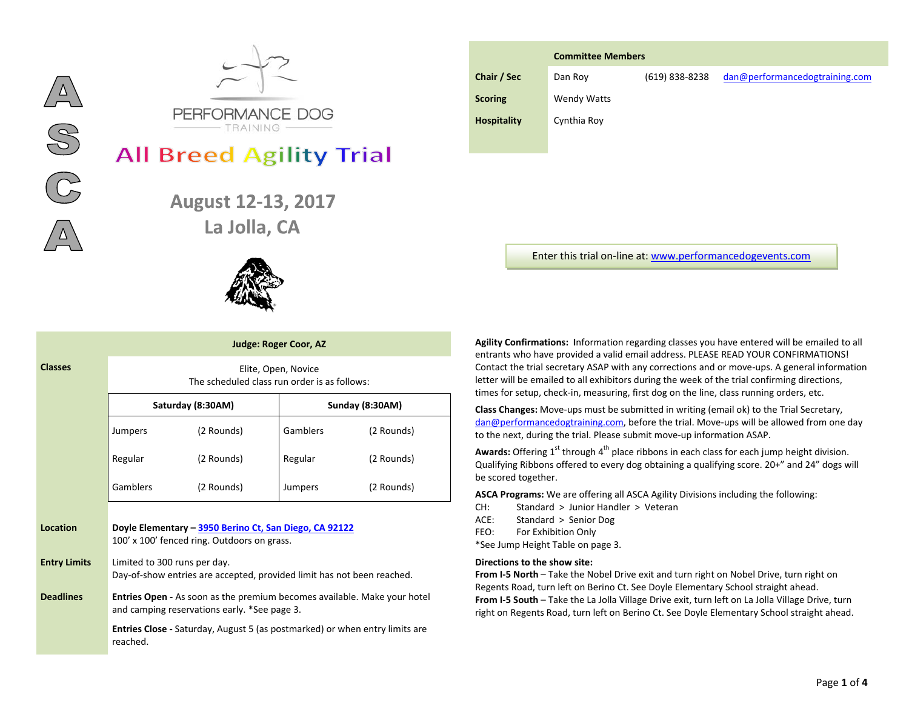# ASCA

PERFORMANCE DOG TRAINING

# All Breed Agility Trial

## August 12-13, 2017
## La Jolla, CA

| | Committee Members | | |
|---|---|---|---|
| **Chair / Sec** | Dan Roy | (619) 838-8238 | dan@performancedogtraining.com |
| **Scoring** | Wendy Watts | | |
| **Hospitality** | Cynthia Roy | | |

Enter this trial on-line at: www.performancedogevents.com

**Judge: Roger Coor, AZ**

**Classes**

Elite, Open, Novice
The scheduled class run order is as follows:

| Saturday (8:30AM) | | Sunday (8:30AM) | |
|---|---|---|---|
| Jumpers | (2 Rounds) | Gamblers | (2 Rounds) |
| Regular | (2 Rounds) | Regular | (2 Rounds) |
| Gamblers | (2 Rounds) | Jumpers | (2 Rounds) |

**Location**

**Doyle Elementary – 3950 Berino Ct, San Diego, CA 92122**
100' x 100' fenced ring. Outdoors on grass.

**Entry Limits**

Limited to 300 runs per day.
Day-of-show entries are accepted, provided limit has not been reached.

**Deadlines**

**Entries Open -** As soon as the premium becomes available. Make your hotel and camping reservations early. *See page 3.

**Entries Close -** Saturday, August 5 (as postmarked) or when entry limits are reached.

**Agility Confirmations:** Information regarding classes you have entered will be emailed to all entrants who have provided a valid email address. PLEASE READ YOUR CONFIRMATIONS! Contact the trial secretary ASAP with any corrections and or move-ups. A general information letter will be emailed to all exhibitors during the week of the trial confirming directions, times for setup, check-in, measuring, first dog on the line, class running orders, etc.

**Class Changes:** Move-ups must be submitted in writing (email ok) to the Trial Secretary, dan@performancedogtraining.com, before the trial. Move-ups will be allowed from one day to the next, during the trial. Please submit move-up information ASAP.

**Awards:** Offering 1st through 4th place ribbons in each class for each jump height division. Qualifying Ribbons offered to every dog obtaining a qualifying score. 20+" and 24" dogs will be scored together.

**ASCA Programs:** We are offering all ASCA Agility Divisions including the following:

CH: Standard > Junior Handler > Veteran
ACE: Standard > Senior Dog
FEO: For Exhibition Only
*See Jump Height Table on page 3.

**Directions to the show site:**

**From I-5 North** – Take the Nobel Drive exit and turn right on Nobel Drive, turn right on Regents Road, turn left on Berino Ct. See Doyle Elementary School straight ahead.

**From I-5 South** – Take the La Jolla Village Drive exit, turn left on La Jolla Village Drive, turn right on Regents Road, turn left on Berino Ct. See Doyle Elementary School straight ahead.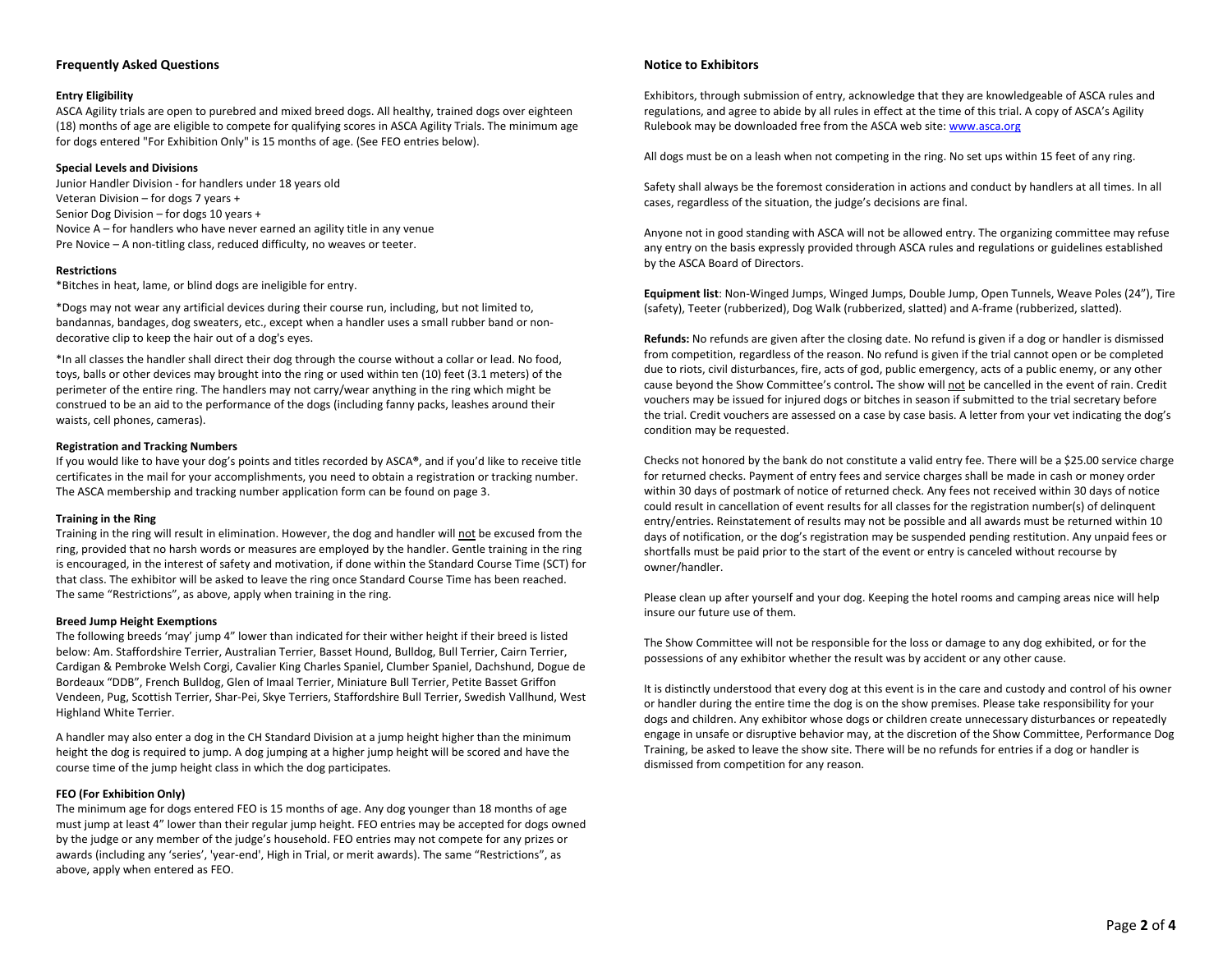## Frequently Asked Questions

### Entry Eligibility

ASCA Agility trials are open to purebred and mixed breed dogs. All healthy, trained dogs over eighteen (18) months of age are eligible to compete for qualifying scores in ASCA Agility Trials. The minimum age for dogs entered "For Exhibition Only" is 15 months of age. (See FEO entries below).

### Special Levels and Divisions

Junior Handler Division - for handlers under 18 years old
Veteran Division – for dogs 7 years +
Senior Dog Division – for dogs 10 years +
Novice A – for handlers who have never earned an agility title in any venue
Pre Novice – A non-titling class, reduced difficulty, no weaves or teeter.

### Restrictions

*Bitches in heat, lame, or blind dogs are ineligible for entry.

*Dogs may not wear any artificial devices during their course run, including, but not limited to, bandannas, bandages, dog sweaters, etc., except when a handler uses a small rubber band or non-decorative clip to keep the hair out of a dog's eyes.

*In all classes the handler shall direct their dog through the course without a collar or lead. No food, toys, balls or other devices may brought into the ring or used within ten (10) feet (3.1 meters) of the perimeter of the entire ring. The handlers may not carry/wear anything in the ring which might be construed to be an aid to the performance of the dogs (including fanny packs, leashes around their waists, cell phones, cameras).

### Registration and Tracking Numbers

If you would like to have your dog's points and titles recorded by ASCA®, and if you'd like to receive title certificates in the mail for your accomplishments, you need to obtain a registration or tracking number. The ASCA membership and tracking number application form can be found on page 3.

### Training in the Ring

Training in the ring will result in elimination. However, the dog and handler will not be excused from the ring, provided that no harsh words or measures are employed by the handler. Gentle training in the ring is encouraged, in the interest of safety and motivation, if done within the Standard Course Time (SCT) for that class. The exhibitor will be asked to leave the ring once Standard Course Time has been reached. The same "Restrictions", as above, apply when training in the ring.

### Breed Jump Height Exemptions

The following breeds 'may' jump 4" lower than indicated for their wither height if their breed is listed below: Am. Staffordshire Terrier, Australian Terrier, Basset Hound, Bulldog, Bull Terrier, Cairn Terrier, Cardigan & Pembroke Welsh Corgi, Cavalier King Charles Spaniel, Clumber Spaniel, Dachshund, Dogue de Bordeaux "DDB", French Bulldog, Glen of Imaal Terrier, Miniature Bull Terrier, Petite Basset Griffon Vendeen, Pug, Scottish Terrier, Shar-Pei, Skye Terriers, Staffordshire Bull Terrier, Swedish Vallhund, West Highland White Terrier.

A handler may also enter a dog in the CH Standard Division at a jump height higher than the minimum height the dog is required to jump. A dog jumping at a higher jump height will be scored and have the course time of the jump height class in which the dog participates.

### FEO (For Exhibition Only)

The minimum age for dogs entered FEO is 15 months of age. Any dog younger than 18 months of age must jump at least 4" lower than their regular jump height. FEO entries may be accepted for dogs owned by the judge or any member of the judge's household. FEO entries may not compete for any prizes or awards (including any 'series', 'year-end', High in Trial, or merit awards). The same "Restrictions", as above, apply when entered as FEO.

## Notice to Exhibitors

Exhibitors, through submission of entry, acknowledge that they are knowledgeable of ASCA rules and regulations, and agree to abide by all rules in effect at the time of this trial. A copy of ASCA's Agility Rulebook may be downloaded free from the ASCA web site: www.asca.org

All dogs must be on a leash when not competing in the ring. No set ups within 15 feet of any ring.

Safety shall always be the foremost consideration in actions and conduct by handlers at all times. In all cases, regardless of the situation, the judge's decisions are final.

Anyone not in good standing with ASCA will not be allowed entry. The organizing committee may refuse any entry on the basis expressly provided through ASCA rules and regulations or guidelines established by the ASCA Board of Directors.

**Equipment list**: Non-Winged Jumps, Winged Jumps, Double Jump, Open Tunnels, Weave Poles (24"), Tire (safety), Teeter (rubberized), Dog Walk (rubberized, slatted) and A-frame (rubberized, slatted).

**Refunds:** No refunds are given after the closing date. No refund is given if a dog or handler is dismissed from competition, regardless of the reason. No refund is given if the trial cannot open or be completed due to riots, civil disturbances, fire, acts of god, public emergency, acts of a public enemy, or any other cause beyond the Show Committee's control**.** The show will not be cancelled in the event of rain. Credit vouchers may be issued for injured dogs or bitches in season if submitted to the trial secretary before the trial. Credit vouchers are assessed on a case by case basis. A letter from your vet indicating the dog's condition may be requested.

Checks not honored by the bank do not constitute a valid entry fee. There will be a $25.00 service charge for returned checks. Payment of entry fees and service charges shall be made in cash or money order within 30 days of postmark of notice of returned check. Any fees not received within 30 days of notice could result in cancellation of event results for all classes for the registration number(s) of delinquent entry/entries. Reinstatement of results may not be possible and all awards must be returned within 10 days of notification, or the dog's registration may be suspended pending restitution. Any unpaid fees or shortfalls must be paid prior to the start of the event or entry is canceled without recourse by owner/handler.

Please clean up after yourself and your dog. Keeping the hotel rooms and camping areas nice will help insure our future use of them.

The Show Committee will not be responsible for the loss or damage to any dog exhibited, or for the possessions of any exhibitor whether the result was by accident or any other cause.

It is distinctly understood that every dog at this event is in the care and custody and control of his owner or handler during the entire time the dog is on the show premises. Please take responsibility for your dogs and children. Any exhibitor whose dogs or children create unnecessary disturbances or repeatedly engage in unsafe or disruptive behavior may, at the discretion of the Show Committee, Performance Dog Training, be asked to leave the show site. There will be no refunds for entries if a dog or handler is dismissed from competition for any reason.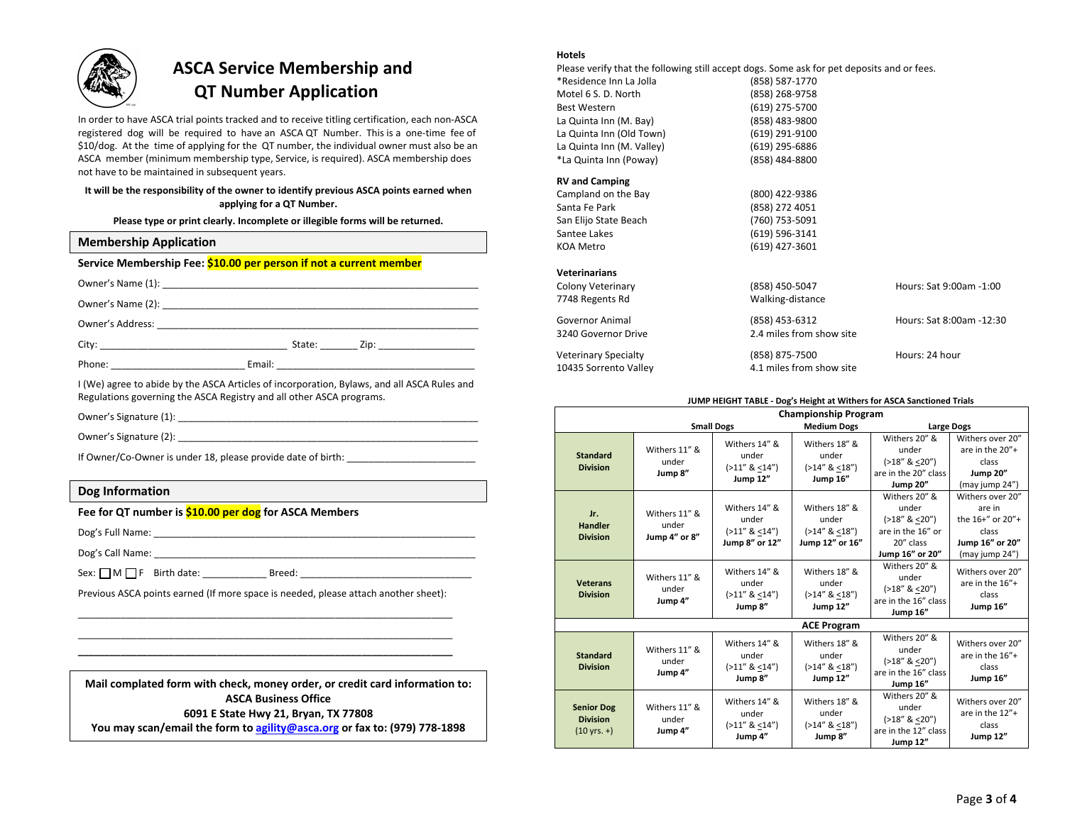# ASCA Service Membership and QT Number Application

In order to have ASCA trial points tracked and to receive titling certification, each non-ASCA registered dog will be required to have an ASCA QT Number. This is a one-time fee of $10/dog. At the time of applying for the QT number, the individual owner must also be an ASCA member (minimum membership type, Service, is required). ASCA membership does not have to be maintained in subsequent years.

**It will be the responsibility of the owner to identify previous ASCA points earned when applying for a QT Number.**

**Please type or print clearly. Incomplete or illegible forms will be returned.**

## Membership Application

**Service Membership Fee: $10.00 per person if not a current member**

Owner's Name (1): ___________________________________________________________

Owner's Name (2): ___________________________________________________________

Owner's Address: ____________________________________________________________

City: ___________________________________ State: _______ Zip: __________________

Phone: _________________________ Email: _______________________________________

I (We) agree to abide by the ASCA Articles of incorporation, Bylaws, and all ASCA Rules and Regulations governing the ASCA Registry and all other ASCA programs.

Owner's Signature (1): _________________________________________________________

Owner's Signature (2): _________________________________________________________

If Owner/Co-Owner is under 18, please provide date of birth: ________________________

## Dog Information

**Fee for QT number is $10.00 per dog for ASCA Members**

Dog's Full Name: _____________________________________________________________

Dog's Call Name: _____________________________________________________________

Sex: ☐ M ☐ F Birth date: ____________ Breed: ________________________________

Previous ASCA points earned (If more space is needed, please attach another sheet):

______________________________________________________________________

______________________________________________________________________

______________________________________________________________________

**Mail complated form with check, money order, or credit card information to:**
**ASCA Business Office**
**6091 E State Hwy 21, Bryan, TX 77808**
**You may scan/email the form to agility@asca.org or fax to: (979) 778-1898**

**Hotels**

Please verify that the following still accept dogs. Some ask for pet deposits and or fees.

| | |
|---|---|
| *Residence Inn La Jolla | (858) 587-1770 |
| Motel 6 S. D. North | (858) 268-9758 |
| Best Western | (619) 275-5700 |
| La Quinta Inn (M. Bay) | (858) 483-9800 |
| La Quinta Inn (Old Town) | (619) 291-9100 |
| La Quinta Inn (M. Valley) | (619) 295-6886 |
| *La Quinta Inn (Poway) | (858) 484-8800 |

**RV and Camping**

| | |
|---|---|
| Campland on the Bay | (800) 422-9386 |
| Santa Fe Park | (858) 272 4051 |
| San Elijo State Beach | (760) 753-5091 |
| Santee Lakes | (619) 596-3141 |
| KOA Metro | (619) 427-3601 |

**Veterinarians**

| | | |
|---|---|---|
| Colony Veterinary<br>7748 Regents Rd | (858) 450-5047<br>Walking-distance | Hours: Sat 9:00am -1:00 |
| Governor Animal<br>3240 Governor Drive | (858) 453-6312<br>2.4 miles from show site | Hours: Sat 8:00am -12:30 |
| Veterinary Specialty<br>10435 Sorrento Valley | (858) 875-7500<br>4.1 miles from show site | Hours: 24 hour |

**JUMP HEIGHT TABLE - Dog's Height at Withers for ASCA Sanctioned Trials**

| **Championship Program** | | | | | |
|---|---|---|---|---|---|
| | Small Dogs | | Medium Dogs | Large Dogs | |
| **Standard Division** | Withers 11" & under **Jump 8"** | Withers 14" & under (>11" & ≤14") **Jump 12"** | Withers 18" & under (>14" & ≤18") **Jump 16"** | Withers 20" & under (>18" & ≤20") are in the 20" class **Jump 20"** | Withers over 20" are in the 20"+ class **Jump 20"** (may jump 24") |
| **Jr. Handler Division** | Withers 11" & under **Jump 4" or 8"** | Withers 14" & under (>11" & ≤14") **Jump 8" or 12"** | Withers 18" & under (>14" & ≤18") **Jump 12" or 16"** | Withers 20" & under (>18" & ≤20") are in the 16" or 20" class **Jump 16" or 20"** | Withers over 20" are in the 16+" or 20"+ class **Jump 16" or 20"** (may jump 24") |
| **Veterans Division** | Withers 11" & under **Jump 4"** | Withers 14" & under (>11" & ≤14") **Jump 8"** | Withers 18" & under (>14" & ≤18") **Jump 12"** | Withers 20" & under (>18" & ≤20") are in the 16" class **Jump 16"** | Withers over 20" are in the 16"+ class **Jump 16"** |
| **ACE Program** | | | | | |
| **Standard Division** | Withers 11" & under **Jump 4"** | Withers 14" & under (>11" & ≤14") **Jump 8"** | Withers 18" & under (>14" & ≤18") **Jump 12"** | Withers 20" & under (>18" & ≤20") are in the 16" class **Jump 16"** | Withers over 20" are in the 16"+ class **Jump 16"** |
| **Senior Dog Division** (10 yrs. +) | Withers 11" & under **Jump 4"** | Withers 14" & under (>11" & ≤14") **Jump 4"** | Withers 18" & under (>14" & ≤18") **Jump 8"** | Withers 20" & under (>18" & ≤20") are in the 12" class **Jump 12"** | Withers over 20" are in the 12"+ class **Jump 12"** |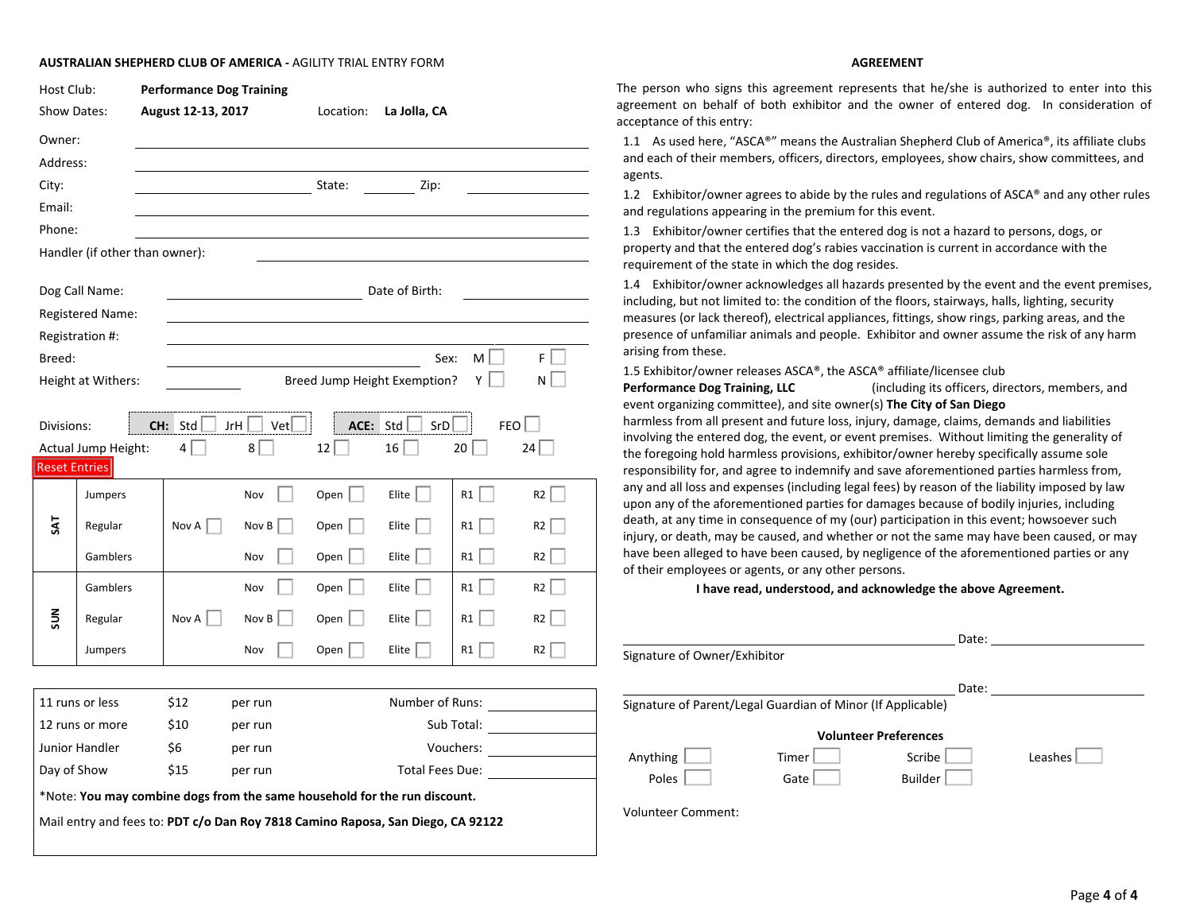**AUSTRALIAN SHEPHERD CLUB OF AMERICA** - AGILITY TRIAL ENTRY FORM

Host Club: **Performance Dog Training**

Show Dates: **August 12-13, 2017** Location: **La Jolla, CA**

Owner: ______________________

Address: ______________________

City: ______________ State: ________ Zip: ________

Email: ______________________

Phone: ______________________

Handler (if other than owner): ______________________

Dog Call Name: ______________ Date of Birth: ________

Registered Name: ______________________

Registration #: ______________________

Breed: ______________ Sex: M ☐ F ☐

Height at Withers: ________ Breed Jump Height Exemption? Y ☐ N ☐

Divisions: **CH:** Std ☐ JrH ☐ Vet ☐ **ACE:** Std ☐ SrD ☐ FEO ☐

Actual Jump Height: 4 ☐ 8 ☐ 12 ☐ 16 ☐ 20 ☐ 24 ☐

Reset Entries

| | | | | | | | |
|---|---|---|---|---|---|---|---|
| **SAT** | Jumpers | | Nov ☐ | Open ☐ | Elite ☐ | R1 ☐ | R2 ☐ |
| | Regular | Nov A ☐ | Nov B ☐ | Open ☐ | Elite ☐ | R1 ☐ | R2 ☐ |
| | Gamblers | | Nov ☐ | Open ☐ | Elite ☐ | R1 ☐ | R2 ☐ |
| **SUN** | Gamblers | | Nov ☐ | Open ☐ | Elite ☐ | R1 ☐ | R2 ☐ |
| | Regular | Nov A ☐ | Nov B ☐ | Open ☐ | Elite ☐ | R1 ☐ | R2 ☐ |
| | Jumpers | | Nov ☐ | Open ☐ | Elite ☐ | R1 ☐ | R2 ☐ |

| | | | | |
|---|---|---|---|---|
| 11 runs or less | $12 | per run | Number of Runs: | |
| 12 runs or more | $10 | per run | Sub Total: | |
| Junior Handler | $6 | per run | Vouchers: | |
| Day of Show | $15 | per run | Total Fees Due: | |

*Note: **You may combine dogs from the same household for the run discount.**

Mail entry and fees to: **PDT c/o Dan Roy 7818 Camino Raposa, San Diego, CA 92122**

## AGREEMENT

The person who signs this agreement represents that he/she is authorized to enter into this agreement on behalf of both exhibitor and the owner of entered dog. In consideration of acceptance of this entry:

1.1 As used here, "ASCA®" means the Australian Shepherd Club of America®, its affiliate clubs and each of their members, officers, directors, employees, show chairs, show committees, and agents.

1.2 Exhibitor/owner agrees to abide by the rules and regulations of ASCA® and any other rules and regulations appearing in the premium for this event.

1.3 Exhibitor/owner certifies that the entered dog is not a hazard to persons, dogs, or property and that the entered dog's rabies vaccination is current in accordance with the requirement of the state in which the dog resides.

1.4 Exhibitor/owner acknowledges all hazards presented by the event and the event premises, including, but not limited to: the condition of the floors, stairways, halls, lighting, security measures (or lack thereof), electrical appliances, fittings, show rings, parking areas, and the presence of unfamiliar animals and people. Exhibitor and owner assume the risk of any harm arising from these.

1.5 Exhibitor/owner releases ASCA®, the ASCA® affiliate/licensee club **Performance Dog Training, LLC** (including its officers, directors, members, and event organizing committee), and site owner(s) **The City of San Diego** harmless from all present and future loss, injury, damage, claims, demands and liabilities involving the entered dog, the event, or event premises. Without limiting the generality of the foregoing hold harmless provisions, exhibitor/owner hereby specifically assume sole responsibility for, and agree to indemnify and save aforementioned parties harmless from, any and all loss and expenses (including legal fees) by reason of the liability imposed by law upon any of the aforementioned parties for damages because of bodily injuries, including death, at any time in consequence of my (our) participation in this event; howsoever such injury, or death, may be caused, and whether or not the same may have been caused, or may have been alleged to have been caused, by negligence of the aforementioned parties or any of their employees or agents, or any other persons.

**I have read, understood, and acknowledge the above Agreement.**

______________________ Date: ________
Signature of Owner/Exhibitor

______________________ Date: ________
Signature of Parent/Legal Guardian of Minor (If Applicable)

**Volunteer Preferences**

Anything ☐ Timer ☐ Scribe ☐ Leashes ☐

Poles ☐ Gate ☐ Builder ☐

Volunteer Comment: